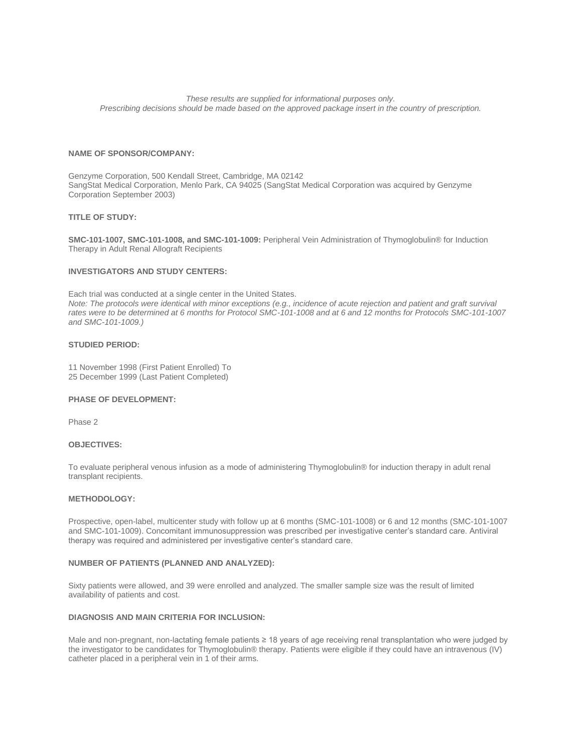*These results are supplied for informational purposes only.*
*Prescribing decisions should be made based on the approved package insert in the country of prescription.*

**NAME OF SPONSOR/COMPANY:**

Genzyme Corporation, 500 Kendall Street, Cambridge, MA 02142
SangStat Medical Corporation, Menlo Park, CA 94025 (SangStat Medical Corporation was acquired by Genzyme Corporation September 2003)

**TITLE OF STUDY:**

**SMC-101-1007, SMC-101-1008, and SMC-101-1009:** Peripheral Vein Administration of Thymoglobulin® for Induction Therapy in Adult Renal Allograft Recipients

**INVESTIGATORS AND STUDY CENTERS:**

Each trial was conducted at a single center in the United States.
*Note: The protocols were identical with minor exceptions (e.g., incidence of acute rejection and patient and graft survival rates were to be determined at 6 months for Protocol SMC-101-1008 and at 6 and 12 months for Protocols SMC-101-1007 and SMC-101-1009.)*

**STUDIED PERIOD:**

11 November 1998 (First Patient Enrolled) To
25 December 1999 (Last Patient Completed)

**PHASE OF DEVELOPMENT:**

Phase 2

**OBJECTIVES:**

To evaluate peripheral venous infusion as a mode of administering Thymoglobulin® for induction therapy in adult renal transplant recipients.

**METHODOLOGY:**

Prospective, open-label, multicenter study with follow up at 6 months (SMC-101-1008) or 6 and 12 months (SMC-101-1007 and SMC-101-1009). Concomitant immunosuppression was prescribed per investigative center's standard care. Antiviral therapy was required and administered per investigative center's standard care.

**NUMBER OF PATIENTS (PLANNED AND ANALYZED):**

Sixty patients were allowed, and 39 were enrolled and analyzed. The smaller sample size was the result of limited availability of patients and cost.

**DIAGNOSIS AND MAIN CRITERIA FOR INCLUSION:**

Male and non-pregnant, non-lactating female patients ≥ 18 years of age receiving renal transplantation who were judged by the investigator to be candidates for Thymoglobulin® therapy. Patients were eligible if they could have an intravenous (IV) catheter placed in a peripheral vein in 1 of their arms.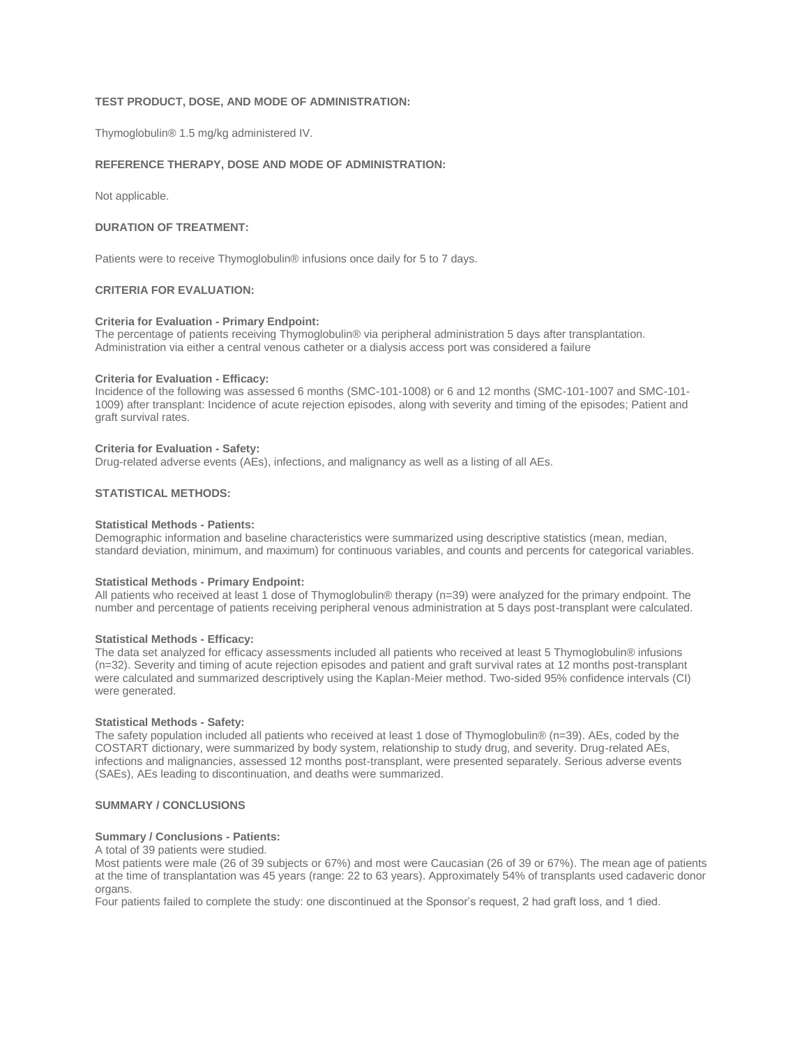**TEST PRODUCT, DOSE, AND MODE OF ADMINISTRATION:**

Thymoglobulin® 1.5 mg/kg administered IV.

**REFERENCE THERAPY, DOSE AND MODE OF ADMINISTRATION:**

Not applicable.

**DURATION OF TREATMENT:**

Patients were to receive Thymoglobulin® infusions once daily for 5 to 7 days.

**CRITERIA FOR EVALUATION:**

**Criteria for Evaluation - Primary Endpoint:**
The percentage of patients receiving Thymoglobulin® via peripheral administration 5 days after transplantation. Administration via either a central venous catheter or a dialysis access port was considered a failure

**Criteria for Evaluation - Efficacy:**
Incidence of the following was assessed 6 months (SMC-101-1008) or 6 and 12 months (SMC-101-1007 and SMC-101-1009) after transplant: Incidence of acute rejection episodes, along with severity and timing of the episodes; Patient and graft survival rates.

**Criteria for Evaluation - Safety:**
Drug-related adverse events (AEs), infections, and malignancy as well as a listing of all AEs.

**STATISTICAL METHODS:**

**Statistical Methods - Patients:**
Demographic information and baseline characteristics were summarized using descriptive statistics (mean, median, standard deviation, minimum, and maximum) for continuous variables, and counts and percents for categorical variables.

**Statistical Methods - Primary Endpoint:**
All patients who received at least 1 dose of Thymoglobulin® therapy (n=39) were analyzed for the primary endpoint. The number and percentage of patients receiving peripheral venous administration at 5 days post-transplant were calculated.

**Statistical Methods - Efficacy:**
The data set analyzed for efficacy assessments included all patients who received at least 5 Thymoglobulin® infusions (n=32). Severity and timing of acute rejection episodes and patient and graft survival rates at 12 months post-transplant were calculated and summarized descriptively using the Kaplan-Meier method. Two-sided 95% confidence intervals (CI) were generated.

**Statistical Methods - Safety:**
The safety population included all patients who received at least 1 dose of Thymoglobulin® (n=39). AEs, coded by the COSTART dictionary, were summarized by body system, relationship to study drug, and severity. Drug-related AEs, infections and malignancies, assessed 12 months post-transplant, were presented separately. Serious adverse events (SAEs), AEs leading to discontinuation, and deaths were summarized.

**SUMMARY / CONCLUSIONS**

**Summary / Conclusions - Patients:**
A total of 39 patients were studied.
Most patients were male (26 of 39 subjects or 67%) and most were Caucasian (26 of 39 or 67%). The mean age of patients at the time of transplantation was 45 years (range: 22 to 63 years). Approximately 54% of transplants used cadaveric donor organs.
Four patients failed to complete the study: one discontinued at the Sponsor's request, 2 had graft loss, and 1 died.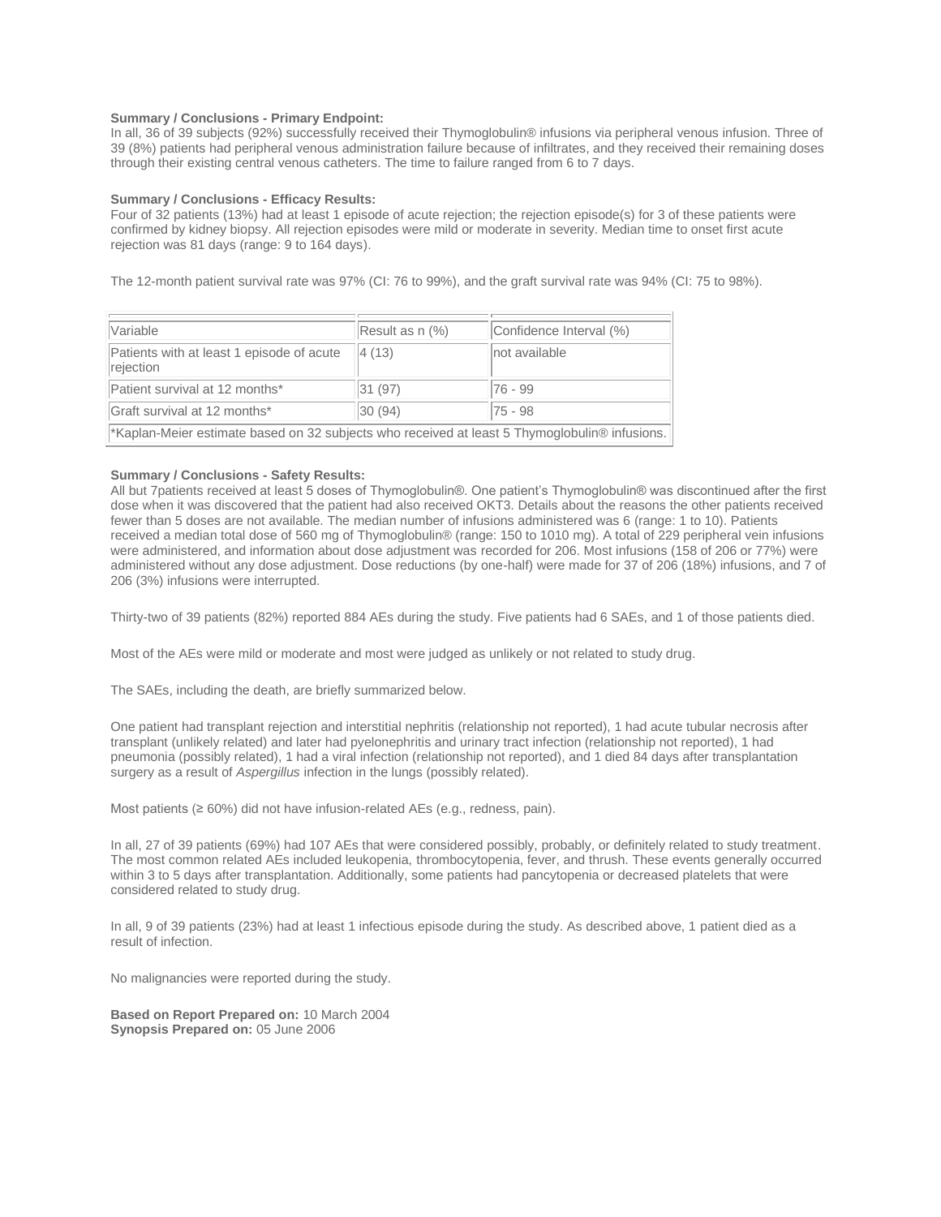**Summary / Conclusions - Primary Endpoint:**
In all, 36 of 39 subjects (92%) successfully received their Thymoglobulin® infusions via peripheral venous infusion. Three of 39 (8%) patients had peripheral venous administration failure because of infiltrates, and they received their remaining doses through their existing central venous catheters. The time to failure ranged from 6 to 7 days.

**Summary / Conclusions - Efficacy Results:**
Four of 32 patients (13%) had at least 1 episode of acute rejection; the rejection episode(s) for 3 of these patients were confirmed by kidney biopsy. All rejection episodes were mild or moderate in severity. Median time to onset first acute rejection was 81 days (range: 9 to 164 days).

The 12-month patient survival rate was 97% (CI: 76 to 99%), and the graft survival rate was 94% (CI: 75 to 98%).

| Variable | Result as n (%) | Confidence Interval (%) |
|---|---|---|
| Patients with at least 1 episode of acute rejection | 4 (13) | not available |
| Patient survival at 12 months* | 31 (97) | 76 - 99 |
| Graft survival at 12 months* | 30 (94) | 75 - 98 |
| *Kaplan-Meier estimate based on 32 subjects who received at least 5 Thymoglobulin® infusions. | | |

**Summary / Conclusions - Safety Results:**
All but 7patients received at least 5 doses of Thymoglobulin®. One patient's Thymoglobulin® was discontinued after the first dose when it was discovered that the patient had also received OKT3. Details about the reasons the other patients received fewer than 5 doses are not available. The median number of infusions administered was 6 (range: 1 to 10). Patients received a median total dose of 560 mg of Thymoglobulin® (range: 150 to 1010 mg). A total of 229 peripheral vein infusions were administered, and information about dose adjustment was recorded for 206. Most infusions (158 of 206 or 77%) were administered without any dose adjustment. Dose reductions (by one-half) were made for 37 of 206 (18%) infusions, and 7 of 206 (3%) infusions were interrupted.

Thirty-two of 39 patients (82%) reported 884 AEs during the study. Five patients had 6 SAEs, and 1 of those patients died.

Most of the AEs were mild or moderate and most were judged as unlikely or not related to study drug.

The SAEs, including the death, are briefly summarized below.

One patient had transplant rejection and interstitial nephritis (relationship not reported), 1 had acute tubular necrosis after transplant (unlikely related) and later had pyelonephritis and urinary tract infection (relationship not reported), 1 had pneumonia (possibly related), 1 had a viral infection (relationship not reported), and 1 died 84 days after transplantation surgery as a result of *Aspergillus* infection in the lungs (possibly related).

Most patients (≥ 60%) did not have infusion-related AEs (e.g., redness, pain).

In all, 27 of 39 patients (69%) had 107 AEs that were considered possibly, probably, or definitely related to study treatment. The most common related AEs included leukopenia, thrombocytopenia, fever, and thrush. These events generally occurred within 3 to 5 days after transplantation. Additionally, some patients had pancytopenia or decreased platelets that were considered related to study drug.

In all, 9 of 39 patients (23%) had at least 1 infectious episode during the study. As described above, 1 patient died as a result of infection.

No malignancies were reported during the study.

**Based on Report Prepared on:** 10 March 2004
**Synopsis Prepared on:** 05 June 2006